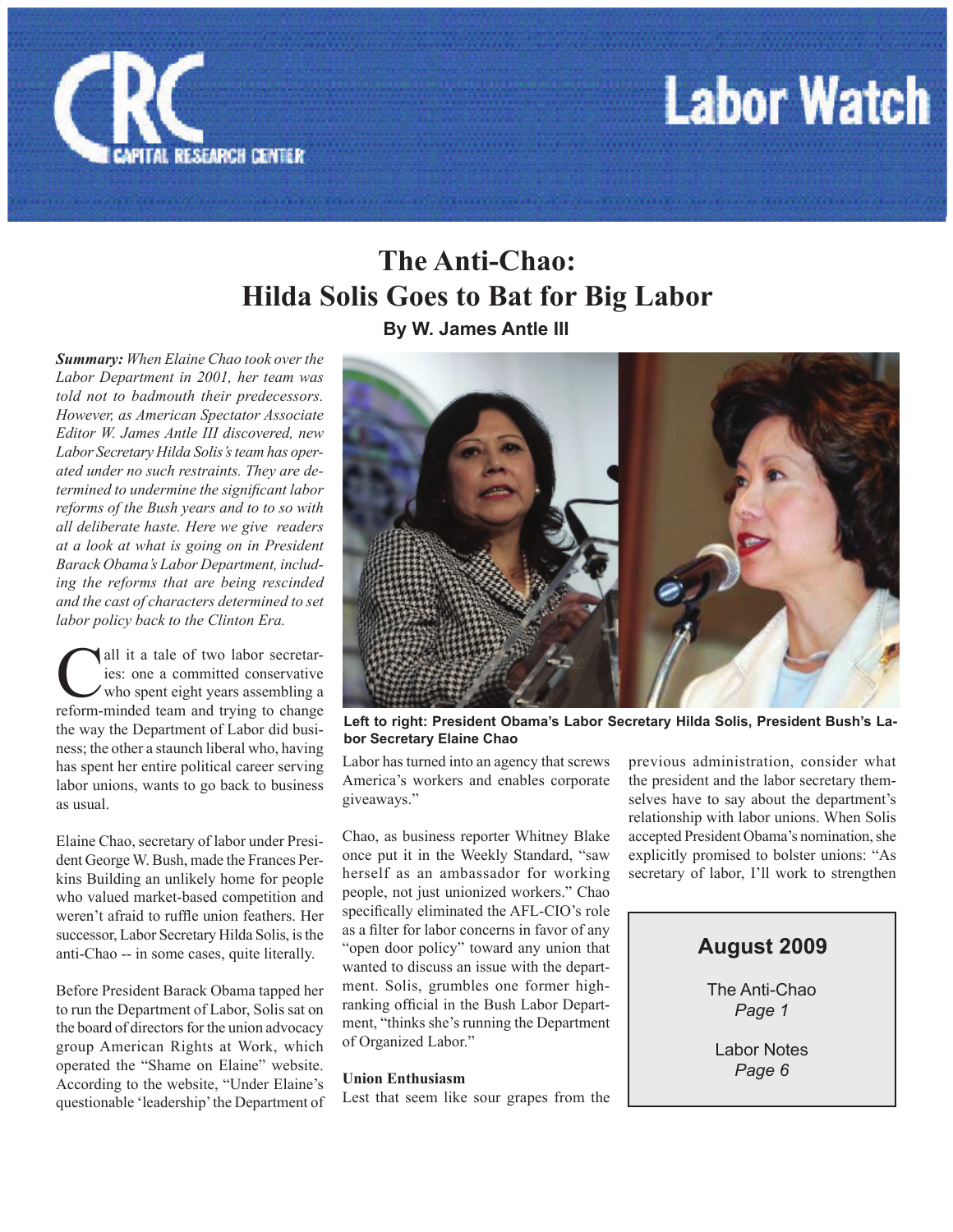# The Anti-Chao: Hilda Solis Goes to Bat for Big Labor

**By W. James Antle III**

***Summary:*** *When Elaine Chao took over the Labor Department in 2001, her team was told not to badmouth their predecessors. However, as American Spectator Associate Editor W. James Antle III discovered, new Labor Secretary Hilda Solis's team has operated under no such restraints. They are determined to undermine the significant labor reforms of the Bush years and to to so with all deliberate haste. Here we give readers at a look at what is going on in President Barack Obama's Labor Department, including the reforms that are being rescinded and the cast of characters determined to set labor policy back to the Clinton Era.*

**Left to right: President Obama's Labor Secretary Hilda Solis, President Bush's Labor Secretary Elaine Chao**

Call it a tale of two labor secretaries: one a committed conservative who spent eight years assembling a reform-minded team and trying to change the way the Department of Labor did business; the other a staunch liberal who, having has spent her entire political career serving labor unions, wants to go back to business as usual.

Elaine Chao, secretary of labor under President George W. Bush, made the Frances Perkins Building an unlikely home for people who valued market-based competition and weren't afraid to ruffle union feathers. Her successor, Labor Secretary Hilda Solis, is the anti-Chao -- in some cases, quite literally.

Before President Barack Obama tapped her to run the Department of Labor, Solis sat on the board of directors for the union advocacy group American Rights at Work, which operated the "Shame on Elaine" website. According to the website, "Under Elaine's questionable 'leadership' the Department of Labor has turned into an agency that screws America's workers and enables corporate giveaways."

Chao, as business reporter Whitney Blake once put it in the Weekly Standard, "saw herself as an ambassador for working people, not just unionized workers." Chao specifically eliminated the AFL-CIO's role as a filter for labor concerns in favor of any "open door policy" toward any union that wanted to discuss an issue with the department. Solis, grumbles one former high-ranking official in the Bush Labor Department, "thinks she's running the Department of Organized Labor."

**Union Enthusiasm**

Lest that seem like sour grapes from the previous administration, consider what the president and the labor secretary themselves have to say about the department's relationship with labor unions. When Solis accepted President Obama's nomination, she explicitly promised to bolster unions: "As secretary of labor, I'll work to strengthen

**August 2009**

The Anti-Chao
*Page 1*

Labor Notes
*Page 6*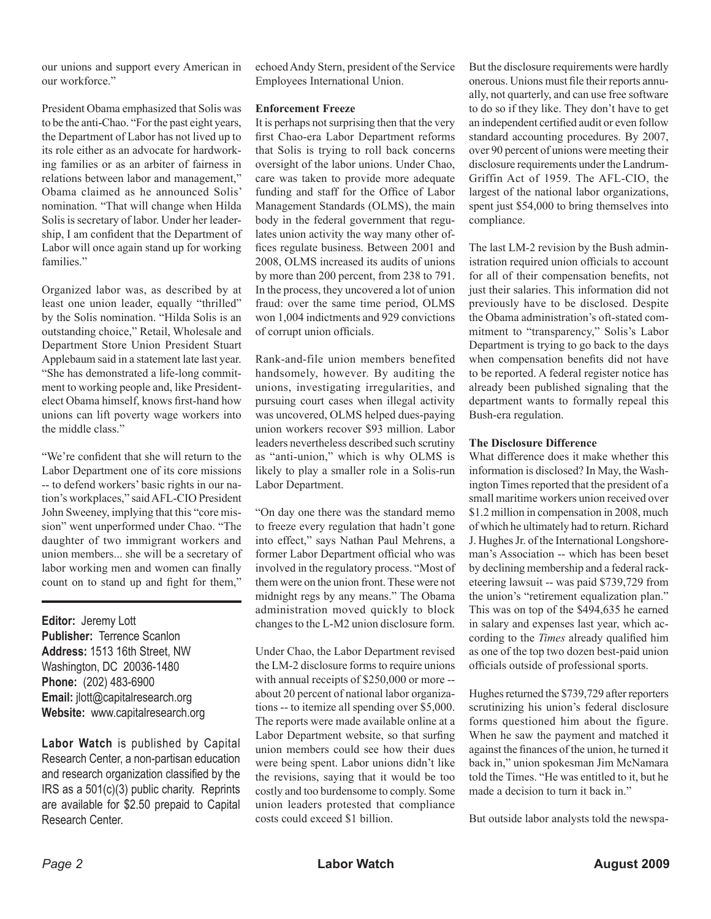our unions and support every American in our workforce."

President Obama emphasized that Solis was to be the anti-Chao. "For the past eight years, the Department of Labor has not lived up to its role either as an advocate for hardworking families or as an arbiter of fairness in relations between labor and management," Obama claimed as he announced Solis' nomination. "That will change when Hilda Solis is secretary of labor. Under her leadership, I am confident that the Department of Labor will once again stand up for working families."

Organized labor was, as described by at least one union leader, equally "thrilled" by the Solis nomination. "Hilda Solis is an outstanding choice," Retail, Wholesale and Department Store Union President Stuart Applebaum said in a statement late last year. "She has demonstrated a life-long commitment to working people and, like President-elect Obama himself, knows first-hand how unions can lift poverty wage workers into the middle class."

"We're confident that she will return to the Labor Department one of its core missions -- to defend workers' basic rights in our nation's workplaces," said AFL-CIO President John Sweeney, implying that this "core mission" went unperformed under Chao. "The daughter of two immigrant workers and union members... she will be a secretary of labor working men and women can finally count on to stand up and fight for them," echoed Andy Stern, president of the Service Employees International Union.

**Enforcement Freeze**

It is perhaps not surprising then that the very first Chao-era Labor Department reforms that Solis is trying to roll back concerns oversight of the labor unions. Under Chao, care was taken to provide more adequate funding and staff for the Office of Labor Management Standards (OLMS), the main body in the federal government that regulates union activity the way many other offices regulate business. Between 2001 and 2008, OLMS increased its audits of unions by more than 200 percent, from 238 to 791. In the process, they uncovered a lot of union fraud: over the same time period, OLMS won 1,004 indictments and 929 convictions of corrupt union officials.

Rank-and-file union members benefited handsomely, however. By auditing the unions, investigating irregularities, and pursuing court cases when illegal activity was uncovered, OLMS helped dues-paying union workers recover $93 million. Labor leaders nevertheless described such scrutiny as "anti-union," which is why OLMS is likely to play a smaller role in a Solis-run Labor Department.

"On day one there was the standard memo to freeze every regulation that hadn't gone into effect," says Nathan Paul Mehrens, a former Labor Department official who was involved in the regulatory process. "Most of them were on the union front. These were not midnight regs by any means." The Obama administration moved quickly to block changes to the L-M2 union disclosure form.

Under Chao, the Labor Department revised the LM-2 disclosure forms to require unions with annual receipts of $250,000 or more -- about 20 percent of national labor organizations -- to itemize all spending over $5,000. The reports were made available online at a Labor Department website, so that surfing union members could see how their dues were being spent. Labor unions didn't like the revisions, saying that it would be too costly and too burdensome to comply. Some union leaders protested that compliance costs could exceed $1 billion.

But the disclosure requirements were hardly onerous. Unions must file their reports annually, not quarterly, and can use free software to do so if they like. They don't have to get an independent certified audit or even follow standard accounting procedures. By 2007, over 90 percent of unions were meeting their disclosure requirements under the Landrum-Griffin Act of 1959. The AFL-CIO, the largest of the national labor organizations, spent just $54,000 to bring themselves into compliance.

The last LM-2 revision by the Bush administration required union officials to account for all of their compensation benefits, not just their salaries. This information did not previously have to be disclosed. Despite the Obama administration's oft-stated commitment to "transparency," Solis's Labor Department is trying to go back to the days when compensation benefits did not have to be reported. A federal register notice has already been published signaling that the department wants to formally repeal this Bush-era regulation.

**The Disclosure Difference**

What difference does it make whether this information is disclosed? In May, the Washington Times reported that the president of a small maritime workers union received over $1.2 million in compensation in 2008, much of which he ultimately had to return. Richard J. Hughes Jr. of the International Longshoreman's Association -- which has been beset by declining membership and a federal racketeering lawsuit -- was paid $739,729 from the union's "retirement equalization plan." This was on top of the $494,635 he earned in salary and expenses last year, which according to the *Times* already qualified him as one of the top two dozen best-paid union officials outside of professional sports.

Hughes returned the $739,729 after reporters scrutinizing his union's federal disclosure forms questioned him about the figure. When he saw the payment and matched it against the finances of the union, he turned it back in," union spokesman Jim McNamara told the Times. "He was entitled to it, but he made a decision to turn it back in."

But outside labor analysts told the newspa-

---

**Editor:** Jeremy Lott
**Publisher:** Terrence Scanlon
**Address:** 1513 16th Street, NW
Washington, DC 20036-1480
**Phone:** (202) 483-6900
**Email:** jlott@capitalresearch.org
**Website:** www.capitalresearch.org

**Labor Watch** is published by Capital Research Center, a non-partisan education and research organization classified by the IRS as a 501(c)(3) public charity. Reprints are available for $2.50 prepaid to Capital Research Center.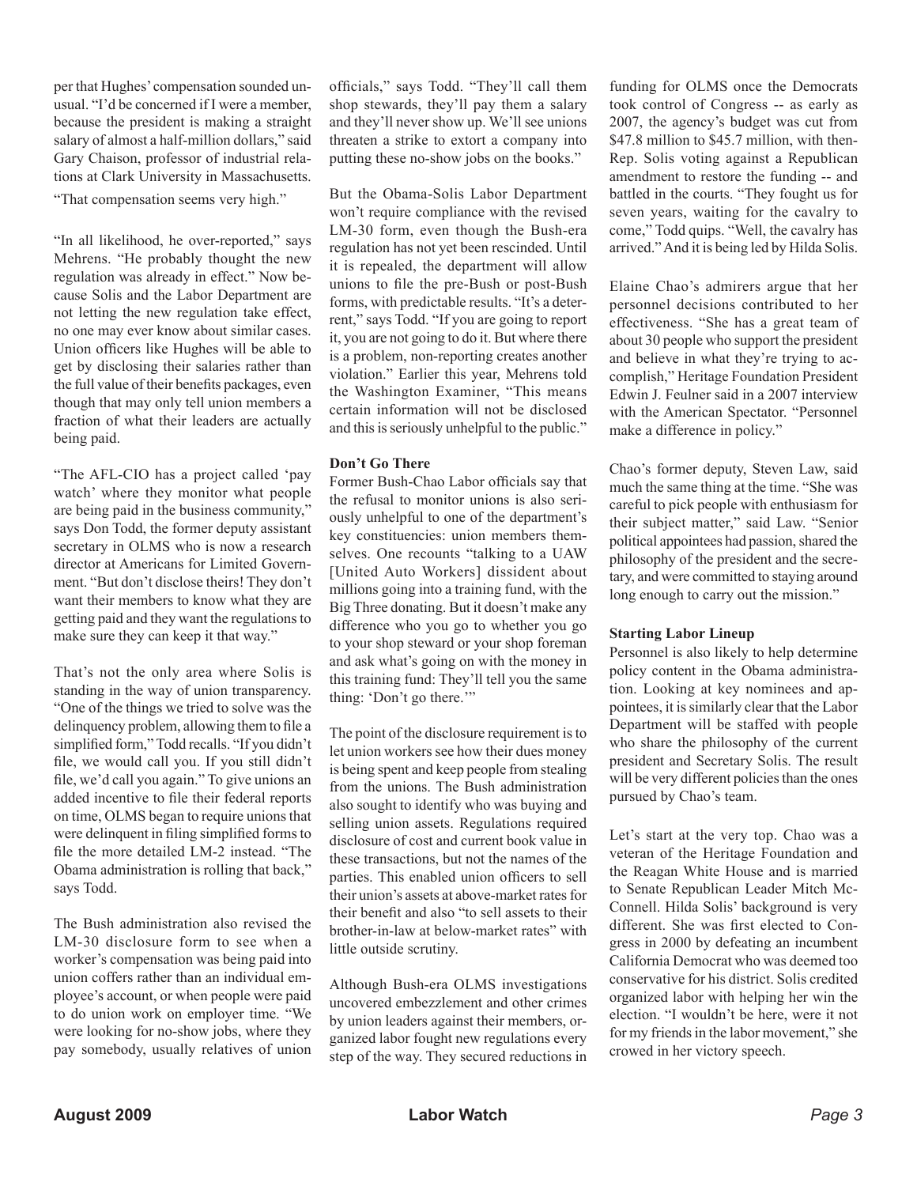per that Hughes' compensation sounded unusual. "I'd be concerned if I were a member, because the president is making a straight salary of almost a half-million dollars," said Gary Chaison, professor of industrial relations at Clark University in Massachusetts. "That compensation seems very high."

"In all likelihood, he over-reported," says Mehrens. "He probably thought the new regulation was already in effect." Now because Solis and the Labor Department are not letting the new regulation take effect, no one may ever know about similar cases. Union officers like Hughes will be able to get by disclosing their salaries rather than the full value of their benefits packages, even though that may only tell union members a fraction of what their leaders are actually being paid.

"The AFL-CIO has a project called 'pay watch' where they monitor what people are being paid in the business community," says Don Todd, the former deputy assistant secretary in OLMS who is now a research director at Americans for Limited Government. "But don't disclose theirs! They don't want their members to know what they are getting paid and they want the regulations to make sure they can keep it that way."

That's not the only area where Solis is standing in the way of union transparency. "One of the things we tried to solve was the delinquency problem, allowing them to file a simplified form," Todd recalls. "If you didn't file, we would call you. If you still didn't file, we'd call you again." To give unions an added incentive to file their federal reports on time, OLMS began to require unions that were delinquent in filing simplified forms to file the more detailed LM-2 instead. "The Obama administration is rolling that back," says Todd.

The Bush administration also revised the LM-30 disclosure form to see when a worker's compensation was being paid into union coffers rather than an individual employee's account, or when people were paid to do union work on employer time. "We were looking for no-show jobs, where they pay somebody, usually relatives of union officials," says Todd. "They'll call them shop stewards, they'll pay them a salary and they'll never show up. We'll see unions threaten a strike to extort a company into putting these no-show jobs on the books."

But the Obama-Solis Labor Department won't require compliance with the revised LM-30 form, even though the Bush-era regulation has not yet been rescinded. Until it is repealed, the department will allow unions to file the pre-Bush or post-Bush forms, with predictable results. "It's a deterrent," says Todd. "If you are going to report it, you are not going to do it. But where there is a problem, non-reporting creates another violation." Earlier this year, Mehrens told the Washington Examiner, "This means certain information will not be disclosed and this is seriously unhelpful to the public."

### Don't Go There

Former Bush-Chao Labor officials say that the refusal to monitor unions is also seriously unhelpful to one of the department's key constituencies: union members themselves. One recounts "talking to a UAW [United Auto Workers] dissident about millions going into a training fund, with the Big Three donating. But it doesn't make any difference who you go to whether you go to your shop steward or your shop foreman and ask what's going on with the money in this training fund: They'll tell you the same thing: 'Don't go there.'"

The point of the disclosure requirement is to let union workers see how their dues money is being spent and keep people from stealing from the unions. The Bush administration also sought to identify who was buying and selling union assets. Regulations required disclosure of cost and current book value in these transactions, but not the names of the parties. This enabled union officers to sell their union's assets at above-market rates for their benefit and also "to sell assets to their brother-in-law at below-market rates" with little outside scrutiny.

Although Bush-era OLMS investigations uncovered embezzlement and other crimes by union leaders against their members, organized labor fought new regulations every step of the way. They secured reductions in funding for OLMS once the Democrats took control of Congress -- as early as 2007, the agency's budget was cut from $47.8 million to $45.7 million, with then-Rep. Solis voting against a Republican amendment to restore the funding -- and battled in the courts. "They fought us for seven years, waiting for the cavalry to come," Todd quips. "Well, the cavalry has arrived." And it is being led by Hilda Solis.

Elaine Chao's admirers argue that her personnel decisions contributed to her effectiveness. "She has a great team of about 30 people who support the president and believe in what they're trying to accomplish," Heritage Foundation President Edwin J. Feulner said in a 2007 interview with the American Spectator. "Personnel make a difference in policy."

Chao's former deputy, Steven Law, said much the same thing at the time. "She was careful to pick people with enthusiasm for their subject matter," said Law. "Senior political appointees had passion, shared the philosophy of the president and the secretary, and were committed to staying around long enough to carry out the mission."

### Starting Labor Lineup

Personnel is also likely to help determine policy content in the Obama administration. Looking at key nominees and appointees, it is similarly clear that the Labor Department will be staffed with people who share the philosophy of the current president and Secretary Solis. The result will be very different policies than the ones pursued by Chao's team.

Let's start at the very top. Chao was a veteran of the Heritage Foundation and the Reagan White House and is married to Senate Republican Leader Mitch McConnell. Hilda Solis' background is very different. She was first elected to Congress in 2000 by defeating an incumbent California Democrat who was deemed too conservative for his district. Solis credited organized labor with helping her win the election. "I wouldn't be here, were it not for my friends in the labor movement," she crowed in her victory speech.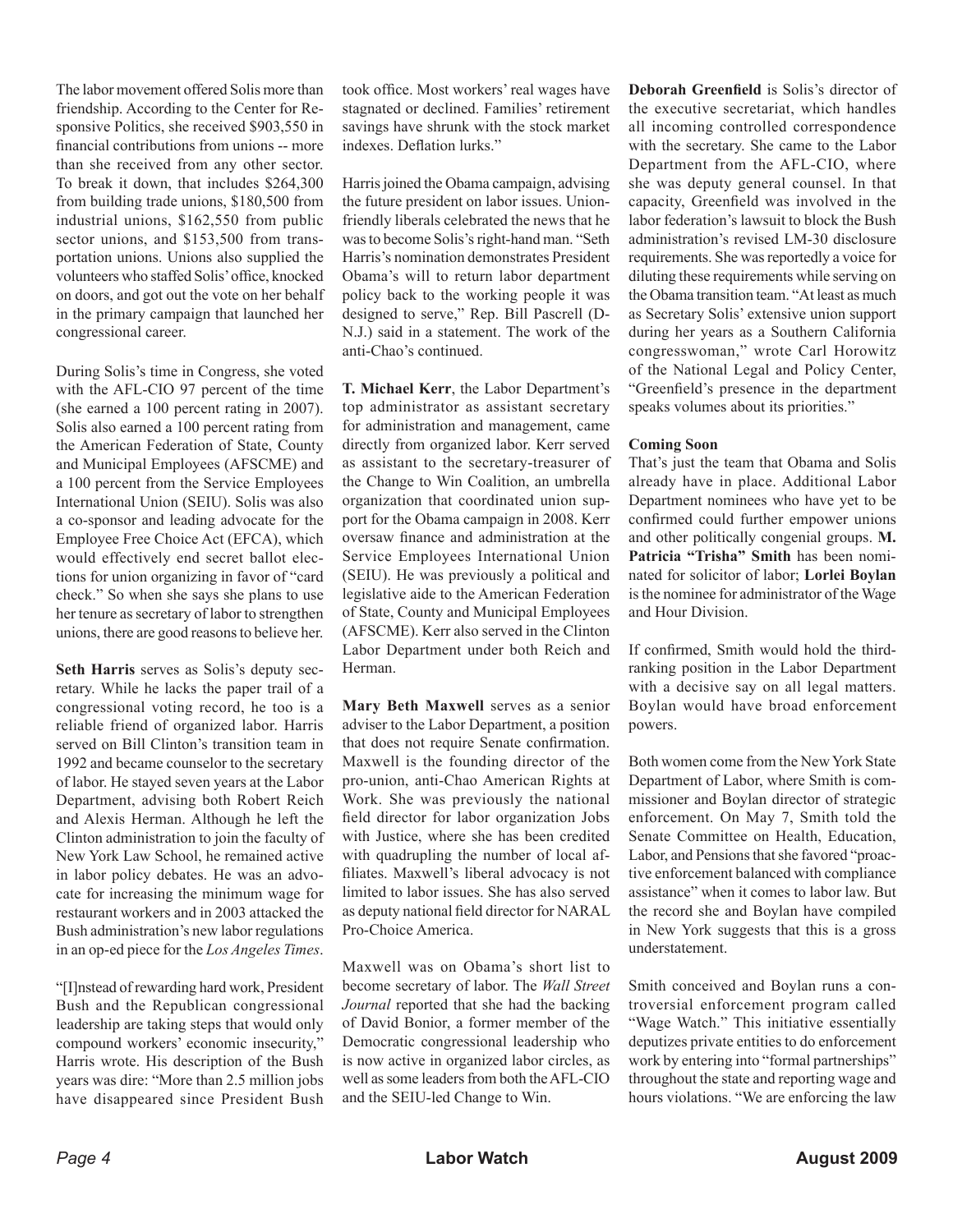The labor movement offered Solis more than friendship. According to the Center for Responsive Politics, she received $903,550 in financial contributions from unions -- more than she received from any other sector. To break it down, that includes $264,300 from building trade unions, $180,500 from industrial unions, $162,550 from public sector unions, and $153,500 from transportation unions. Unions also supplied the volunteers who staffed Solis' office, knocked on doors, and got out the vote on her behalf in the primary campaign that launched her congressional career.

During Solis's time in Congress, she voted with the AFL-CIO 97 percent of the time (she earned a 100 percent rating in 2007). Solis also earned a 100 percent rating from the American Federation of State, County and Municipal Employees (AFSCME) and a 100 percent from the Service Employees International Union (SEIU). Solis was also a co-sponsor and leading advocate for the Employee Free Choice Act (EFCA), which would effectively end secret ballot elections for union organizing in favor of "card check." So when she says she plans to use her tenure as secretary of labor to strengthen unions, there are good reasons to believe her.

**Seth Harris** serves as Solis's deputy secretary. While he lacks the paper trail of a congressional voting record, he too is a reliable friend of organized labor. Harris served on Bill Clinton's transition team in 1992 and became counselor to the secretary of labor. He stayed seven years at the Labor Department, advising both Robert Reich and Alexis Herman. Although he left the Clinton administration to join the faculty of New York Law School, he remained active in labor policy debates. He was an advocate for increasing the minimum wage for restaurant workers and in 2003 attacked the Bush administration's new labor regulations in an op-ed piece for the *Los Angeles Times*.

"[I]nstead of rewarding hard work, President Bush and the Republican congressional leadership are taking steps that would only compound workers' economic insecurity," Harris wrote. His description of the Bush years was dire: "More than 2.5 million jobs have disappeared since President Bush took office. Most workers' real wages have stagnated or declined. Families' retirement savings have shrunk with the stock market indexes. Deflation lurks."

Harris joined the Obama campaign, advising the future president on labor issues. Union-friendly liberals celebrated the news that he was to become Solis's right-hand man. "Seth Harris's nomination demonstrates President Obama's will to return labor department policy back to the working people it was designed to serve," Rep. Bill Pascrell (D-N.J.) said in a statement. The work of the anti-Chao's continued.

**T. Michael Kerr**, the Labor Department's top administrator as assistant secretary for administration and management, came directly from organized labor. Kerr served as assistant to the secretary-treasurer of the Change to Win Coalition, an umbrella organization that coordinated union support for the Obama campaign in 2008. Kerr oversaw finance and administration at the Service Employees International Union (SEIU). He was previously a political and legislative aide to the American Federation of State, County and Municipal Employees (AFSCME). Kerr also served in the Clinton Labor Department under both Reich and Herman.

**Mary Beth Maxwell** serves as a senior adviser to the Labor Department, a position that does not require Senate confirmation. Maxwell is the founding director of the pro-union, anti-Chao American Rights at Work. She was previously the national field director for labor organization Jobs with Justice, where she has been credited with quadrupling the number of local affiliates. Maxwell's liberal advocacy is not limited to labor issues. She has also served as deputy national field director for NARAL Pro-Choice America.

Maxwell was on Obama's short list to become secretary of labor. The *Wall Street Journal* reported that she had the backing of David Bonior, a former member of the Democratic congressional leadership who is now active in organized labor circles, as well as some leaders from both the AFL-CIO and the SEIU-led Change to Win.

**Deborah Greenfield** is Solis's director of the executive secretariat, which handles all incoming controlled correspondence with the secretary. She came to the Labor Department from the AFL-CIO, where she was deputy general counsel. In that capacity, Greenfield was involved in the labor federation's lawsuit to block the Bush administration's revised LM-30 disclosure requirements. She was reportedly a voice for diluting these requirements while serving on the Obama transition team. "At least as much as Secretary Solis' extensive union support during her years as a Southern California congresswoman," wrote Carl Horowitz of the National Legal and Policy Center, "Greenfield's presence in the department speaks volumes about its priorities."

**Coming Soon**

That's just the team that Obama and Solis already have in place. Additional Labor Department nominees who have yet to be confirmed could further empower unions and other politically congenial groups. **M. Patricia "Trisha" Smith** has been nominated for solicitor of labor; **Lorlei Boylan** is the nominee for administrator of the Wage and Hour Division.

If confirmed, Smith would hold the third-ranking position in the Labor Department with a decisive say on all legal matters. Boylan would have broad enforcement powers.

Both women come from the New York State Department of Labor, where Smith is commissioner and Boylan director of strategic enforcement. On May 7, Smith told the Senate Committee on Health, Education, Labor, and Pensions that she favored "proactive enforcement balanced with compliance assistance" when it comes to labor law. But the record she and Boylan have compiled in New York suggests that this is a gross understatement.

Smith conceived and Boylan runs a controversial enforcement program called "Wage Watch." This initiative essentially deputizes private entities to do enforcement work by entering into "formal partnerships" throughout the state and reporting wage and hours violations. "We are enforcing the law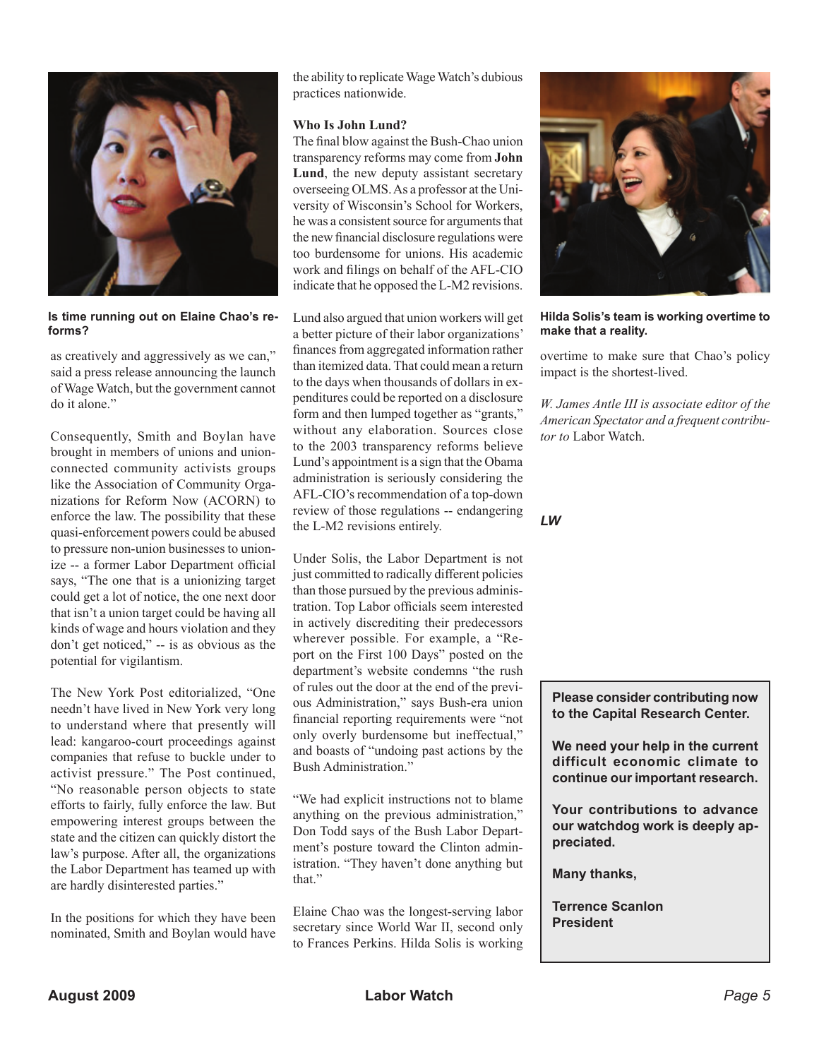**Is time running out on Elaine Chao's reforms?**

as creatively and aggressively as we can," said a press release announcing the launch of Wage Watch, but the government cannot do it alone."

Consequently, Smith and Boylan have brought in members of unions and union-connected community activists groups like the Association of Community Organizations for Reform Now (ACORN) to enforce the law. The possibility that these quasi-enforcement powers could be abused to pressure non-union businesses to unionize -- a former Labor Department official says, "The one that is a unionizing target could get a lot of notice, the one next door that isn't a union target could be having all kinds of wage and hours violation and they don't get noticed," -- is as obvious as the potential for vigilantism.

The New York Post editorialized, "One needn't have lived in New York very long to understand where that presently will lead: kangaroo-court proceedings against companies that refuse to buckle under to activist pressure." The Post continued, "No reasonable person objects to state efforts to fairly, fully enforce the law. But empowering interest groups between the state and the citizen can quickly distort the law's purpose. After all, the organizations the Labor Department has teamed up with are hardly disinterested parties."

In the positions for which they have been nominated, Smith and Boylan would have the ability to replicate Wage Watch's dubious practices nationwide.

**Who Is John Lund?**

The final blow against the Bush-Chao union transparency reforms may come from **John Lund**, the new deputy assistant secretary overseeing OLMS. As a professor at the University of Wisconsin's School for Workers, he was a consistent source for arguments that the new financial disclosure regulations were too burdensome for unions. His academic work and filings on behalf of the AFL-CIO indicate that he opposed the L-M2 revisions.

Lund also argued that union workers will get a better picture of their labor organizations' finances from aggregated information rather than itemized data. That could mean a return to the days when thousands of dollars in expenditures could be reported on a disclosure form and then lumped together as "grants," without any elaboration. Sources close to the 2003 transparency reforms believe Lund's appointment is a sign that the Obama administration is seriously considering the AFL-CIO's recommendation of a top-down review of those regulations -- endangering the L-M2 revisions entirely.

Under Solis, the Labor Department is not just committed to radically different policies than those pursued by the previous administration. Top Labor officials seem interested in actively discrediting their predecessors wherever possible. For example, a "Report on the First 100 Days" posted on the department's website condemns "the rush of rules out the door at the end of the previous Administration," says Bush-era union financial reporting requirements were "not only overly burdensome but ineffectual," and boasts of "undoing past actions by the Bush Administration."

"We had explicit instructions not to blame anything on the previous administration," Don Todd says of the Bush Labor Department's posture toward the Clinton administration. "They haven't done anything but that."

Elaine Chao was the longest-serving labor secretary since World War II, second only to Frances Perkins. Hilda Solis is working overtime to make sure that Chao's policy impact is the shortest-lived.

**Hilda Solis's team is working overtime to make that a reality.**

*W. James Antle III is associate editor of the American Spectator and a frequent contributor to* Labor Watch.

***LW***

**Please consider contributing now to the Capital Research Center.**

**We need your help in the current difficult economic climate to continue our important research.**

**Your contributions to advance our watchdog work is deeply appreciated.**

**Many thanks,**

**Terrence Scanlon**
**President**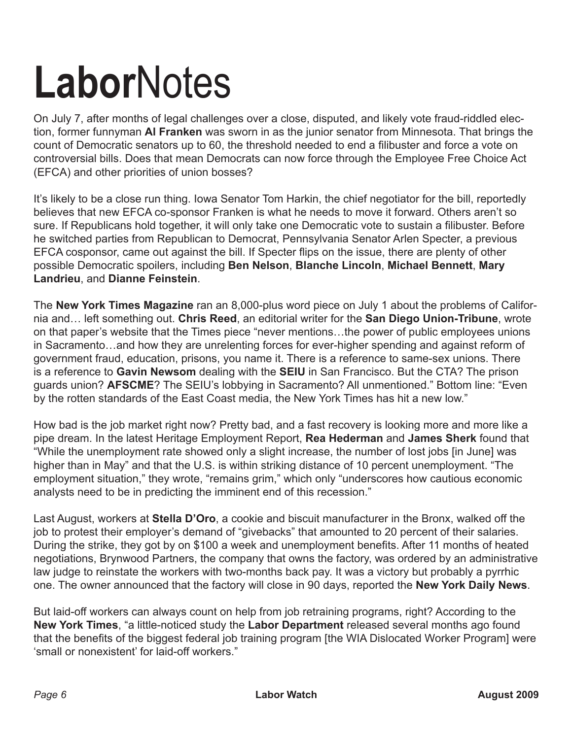# **Labor**Notes

On July 7, after months of legal challenges over a close, disputed, and likely vote fraud-riddled election, former funnyman **Al Franken** was sworn in as the junior senator from Minnesota. That brings the count of Democratic senators up to 60, the threshold needed to end a filibuster and force a vote on controversial bills. Does that mean Democrats can now force through the Employee Free Choice Act (EFCA) and other priorities of union bosses?

It's likely to be a close run thing. Iowa Senator Tom Harkin, the chief negotiator for the bill, reportedly believes that new EFCA co-sponsor Franken is what he needs to move it forward. Others aren't so sure. If Republicans hold together, it will only take one Democratic vote to sustain a filibuster. Before he switched parties from Republican to Democrat, Pennsylvania Senator Arlen Specter, a previous EFCA cosponsor, came out against the bill. If Specter flips on the issue, there are plenty of other possible Democratic spoilers, including **Ben Nelson**, **Blanche Lincoln**, **Michael Bennett**, **Mary Landrieu**, and **Dianne Feinstein**.

The **New York Times Magazine** ran an 8,000-plus word piece on July 1 about the problems of California and… left something out. **Chris Reed**, an editorial writer for the **San Diego Union-Tribune**, wrote on that paper's website that the Times piece "never mentions…the power of public employees unions in Sacramento…and how they are unrelenting forces for ever-higher spending and against reform of government fraud, education, prisons, you name it. There is a reference to same-sex unions. There is a reference to **Gavin Newsom** dealing with the **SEIU** in San Francisco. But the CTA? The prison guards union? **AFSCME**? The SEIU's lobbying in Sacramento? All unmentioned." Bottom line: "Even by the rotten standards of the East Coast media, the New York Times has hit a new low."

How bad is the job market right now? Pretty bad, and a fast recovery is looking more and more like a pipe dream. In the latest Heritage Employment Report, **Rea Hederman** and **James Sherk** found that "While the unemployment rate showed only a slight increase, the number of lost jobs [in June] was higher than in May" and that the U.S. is within striking distance of 10 percent unemployment. "The employment situation," they wrote, "remains grim," which only "underscores how cautious economic analysts need to be in predicting the imminent end of this recession."

Last August, workers at **Stella D'Oro**, a cookie and biscuit manufacturer in the Bronx, walked off the job to protest their employer's demand of "givebacks" that amounted to 20 percent of their salaries. During the strike, they got by on $100 a week and unemployment benefits. After 11 months of heated negotiations, Brynwood Partners, the company that owns the factory, was ordered by an administrative law judge to reinstate the workers with two-months back pay. It was a victory but probably a pyrrhic one. The owner announced that the factory will close in 90 days, reported the **New York Daily News**.

But laid-off workers can always count on help from job retraining programs, right? According to the **New York Times**, "a little-noticed study the **Labor Department** released several months ago found that the benefits of the biggest federal job training program [the WIA Dislocated Worker Program] were 'small or nonexistent' for laid-off workers."